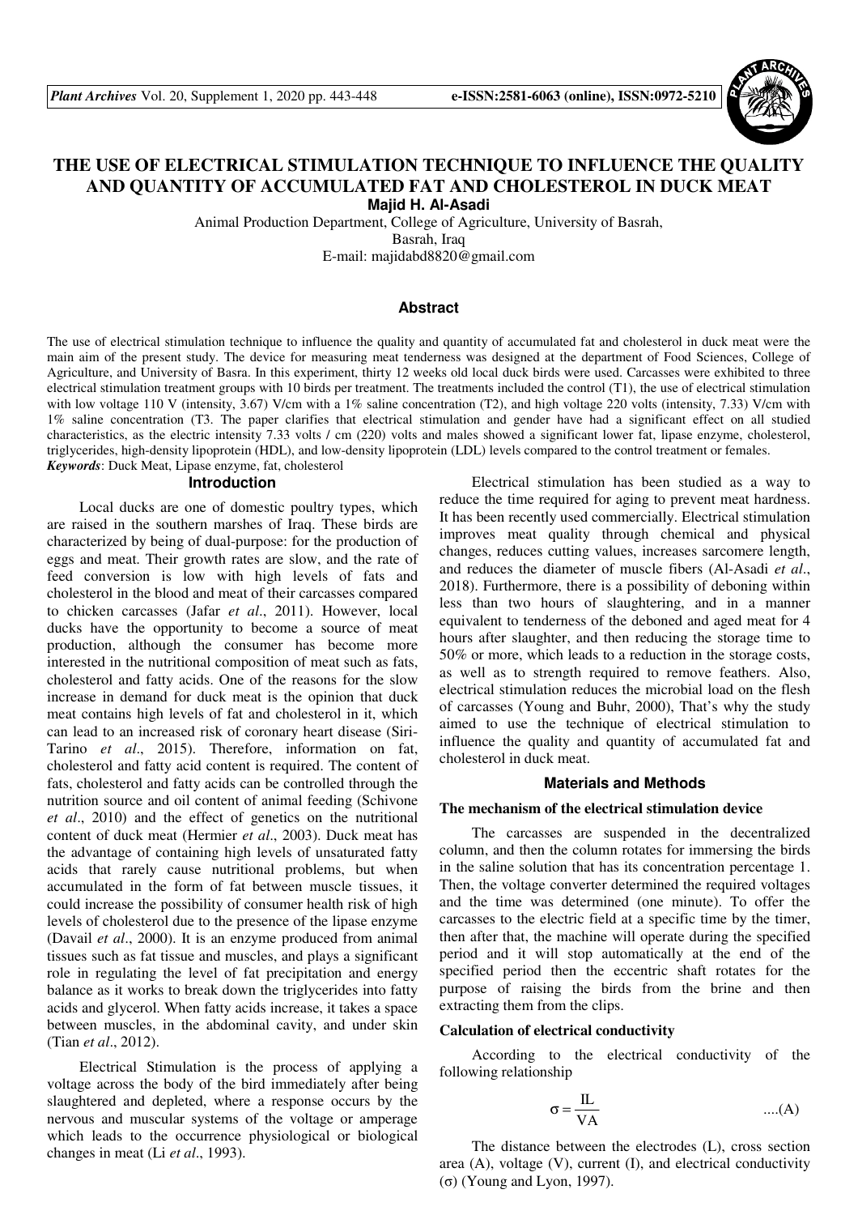# THE USE OF ELECTRICAL STIMULATION TECHNIQUE TO INFLUENCE THE QUALITY AND QUANTITY OF ACCUMULATED FAT AND CHOLESTEROL IN DUCK MEAT

**Majid H. Al-Asadi**

Animal Production Department, College of Agriculture, University of Basrah, Basrah, Iraq

E-mail: majidabd8820@gmail.com

## Abstract

The use of electrical stimulation technique to influence the quality and quantity of accumulated fat and cholesterol in duck meat were the main aim of the present study. The device for measuring meat tenderness was designed at the department of Food Sciences, College of Agriculture, and University of Basra. In this experiment, thirty 12 weeks old local duck birds were used. Carcasses were exhibited to three electrical stimulation treatment groups with 10 birds per treatment. The treatments included the control (T1), the use of electrical stimulation with low voltage 110 V (intensity, 3.67) V/cm with a 1% saline concentration (T2), and high voltage 220 volts (intensity, 7.33) V/cm with 1% saline concentration (T3. The paper clarifies that electrical stimulation and gender have had a significant effect on all studied characteristics, as the electric intensity 7.33 volts / cm (220) volts and males showed a significant lower fat, lipase enzyme, cholesterol, triglycerides, high-density lipoprotein (HDL), and low-density lipoprotein (LDL) levels compared to the control treatment or females.

***Keywords***: Duck Meat, Lipase enzyme, fat, cholesterol

## Introduction

Local ducks are one of domestic poultry types, which are raised in the southern marshes of Iraq. These birds are characterized by being of dual-purpose: for the production of eggs and meat. Their growth rates are slow, and the rate of feed conversion is low with high levels of fats and cholesterol in the blood and meat of their carcasses compared to chicken carcasses (Jafar *et al*., 2011). However, local ducks have the opportunity to become a source of meat production, although the consumer has become more interested in the nutritional composition of meat such as fats, cholesterol and fatty acids. One of the reasons for the slow increase in demand for duck meat is the opinion that duck meat contains high levels of fat and cholesterol in it, which can lead to an increased risk of coronary heart disease (Siri-Tarino *et al*., 2015). Therefore, information on fat, cholesterol and fatty acid content is required. The content of fats, cholesterol and fatty acids can be controlled through the nutrition source and oil content of animal feeding (Schivone *et al*., 2010) and the effect of genetics on the nutritional content of duck meat (Hermier *et al*., 2003). Duck meat has the advantage of containing high levels of unsaturated fatty acids that rarely cause nutritional problems, but when accumulated in the form of fat between muscle tissues, it could increase the possibility of consumer health risk of high levels of cholesterol due to the presence of the lipase enzyme (Davail *et al*., 2000). It is an enzyme produced from animal tissues such as fat tissue and muscles, and plays a significant role in regulating the level of fat precipitation and energy balance as it works to break down the triglycerides into fatty acids and glycerol. When fatty acids increase, it takes a space between muscles, in the abdominal cavity, and under skin (Tian *et al*., 2012).

Electrical Stimulation is the process of applying a voltage across the body of the bird immediately after being slaughtered and depleted, where a response occurs by the nervous and muscular systems of the voltage or amperage which leads to the occurrence physiological or biological changes in meat (Li *et al*., 1993).

Electrical stimulation has been studied as a way to reduce the time required for aging to prevent meat hardness. It has been recently used commercially. Electrical stimulation improves meat quality through chemical and physical changes, reduces cutting values, increases sarcomere length, and reduces the diameter of muscle fibers (Al-Asadi *et al*., 2018). Furthermore, there is a possibility of deboning within less than two hours of slaughtering, and in a manner equivalent to tenderness of the deboned and aged meat for 4 hours after slaughter, and then reducing the storage time to 50% or more, which leads to a reduction in the storage costs, as well as to strength required to remove feathers. Also, electrical stimulation reduces the microbial load on the flesh of carcasses (Young and Buhr, 2000), That's why the study aimed to use the technique of electrical stimulation to influence the quality and quantity of accumulated fat and cholesterol in duck meat.

## Materials and Methods

### The mechanism of the electrical stimulation device

The carcasses are suspended in the decentralized column, and then the column rotates for immersing the birds in the saline solution that has its concentration percentage 1. Then, the voltage converter determined the required voltages and the time was determined (one minute). To offer the carcasses to the electric field at a specific time by the timer, then after that, the machine will operate during the specified period and it will stop automatically at the end of the specified period then the eccentric shaft rotates for the purpose of raising the birds from the brine and then extracting them from the clips.

### Calculation of electrical conductivity

According to the electrical conductivity of the following relationship

$$\sigma = \frac{IL}{VA} \qquad ....(A)$$

The distance between the electrodes (L), cross section area (A), voltage (V), current (I), and electrical conductivity ($\sigma$) (Young and Lyon, 1997).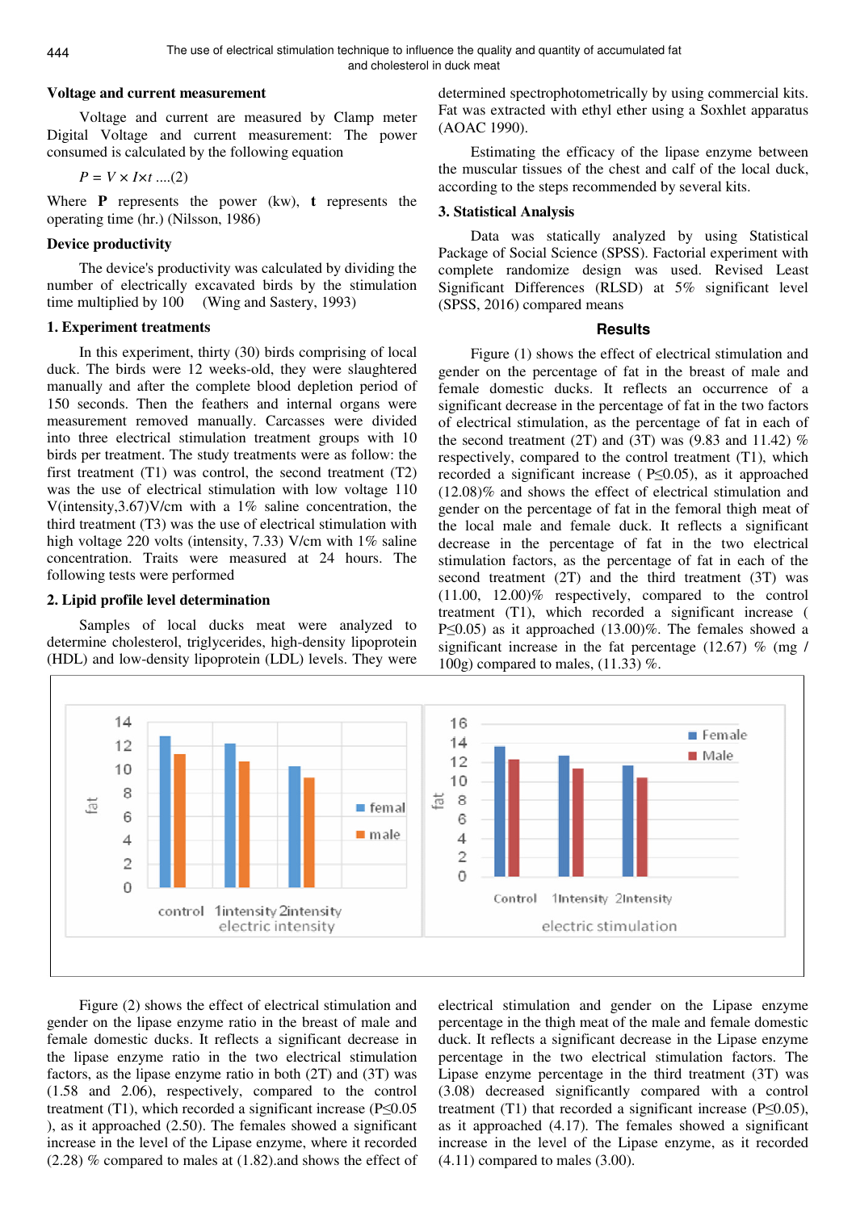### Voltage and current measurement

Voltage and current are measured by Clamp meter Digital Voltage and current measurement: The power consumed is calculated by the following equation

$$P = V \times I \times t \quad ....(2)$$

Where **P** represents the power (kw), **t** represents the operating time (hr.) (Nilsson, 1986)

### Device productivity

The device's productivity was calculated by dividing the number of electrically excavated birds by the stimulation time multiplied by 100 (Wing and Sastery, 1993)

### 1. Experiment treatments

In this experiment, thirty (30) birds comprising of local duck. The birds were 12 weeks-old, they were slaughtered manually and after the complete blood depletion period of 150 seconds. Then the feathers and internal organs were measurement removed manually. Carcasses were divided into three electrical stimulation treatment groups with 10 birds per treatment. The study treatments were as follow: the first treatment (T1) was control, the second treatment (T2) was the use of electrical stimulation with low voltage 110 V(intensity,3.67)V/cm with a 1% saline concentration, the third treatment (T3) was the use of electrical stimulation with high voltage 220 volts (intensity, 7.33) V/cm with 1% saline concentration. Traits were measured at 24 hours. The following tests were performed

### 2. Lipid profile level determination

Samples of local ducks meat were analyzed to determine cholesterol, triglycerides, high-density lipoprotein (HDL) and low-density lipoprotein (LDL) levels. They were determined spectrophotometrically by using commercial kits. Fat was extracted with ethyl ether using a Soxhlet apparatus (AOAC 1990).

Estimating the efficacy of the lipase enzyme between the muscular tissues of the chest and calf of the local duck, according to the steps recommended by several kits.

### 3. Statistical Analysis

Data was statically analyzed by using Statistical Package of Social Science (SPSS). Factorial experiment with complete randomize design was used. Revised Least Significant Differences (RLSD) at 5% significant level (SPSS, 2016) compared means

## Results

Figure (1) shows the effect of electrical stimulation and gender on the percentage of fat in the breast of male and female domestic ducks. It reflects an occurrence of a significant decrease in the percentage of fat in the two factors of electrical stimulation, as the percentage of fat in each of the second treatment (2T) and (3T) was (9.83 and 11.42) % respectively, compared to the control treatment (T1), which recorded a significant increase ( $P \leq 0.05$), as it approached (12.08)% and shows the effect of electrical stimulation and gender on the percentage of fat in the femoral thigh meat of the local male and female duck. It reflects a significant decrease in the percentage of fat in the two electrical stimulation factors, as the percentage of fat in each of the second treatment (2T) and the third treatment (3T) was (11.00, 12.00)% respectively, compared to the control treatment (T1), which recorded a significant increase ( $P \leq 0.05$) as it approached (13.00)%. The females showed a significant increase in the fat percentage (12.67) % (mg / 100g) compared to males, (11.33) %.

Figure (2) shows the effect of electrical stimulation and gender on the lipase enzyme ratio in the breast of male and female domestic ducks. It reflects a significant decrease in the lipase enzyme ratio in the two electrical stimulation factors, as the lipase enzyme ratio in both (2T) and (3T) was (1.58 and 2.06), respectively, compared to the control treatment (T1), which recorded a significant increase ($P \leq 0.05$ ), as it approached (2.50). The females showed a significant increase in the level of the Lipase enzyme, where it recorded (2.28) % compared to males at (1.82).and shows the effect of electrical stimulation and gender on the Lipase enzyme percentage in the thigh meat of the male and female domestic duck. It reflects a significant decrease in the Lipase enzyme percentage in the two electrical stimulation factors. The Lipase enzyme percentage in the third treatment (3T) was (3.08) decreased significantly compared with a control treatment (T1) that recorded a significant increase ($P \leq 0.05$), as it approached (4.17). The females showed a significant increase in the level of the Lipase enzyme, as it recorded (4.11) compared to males (3.00).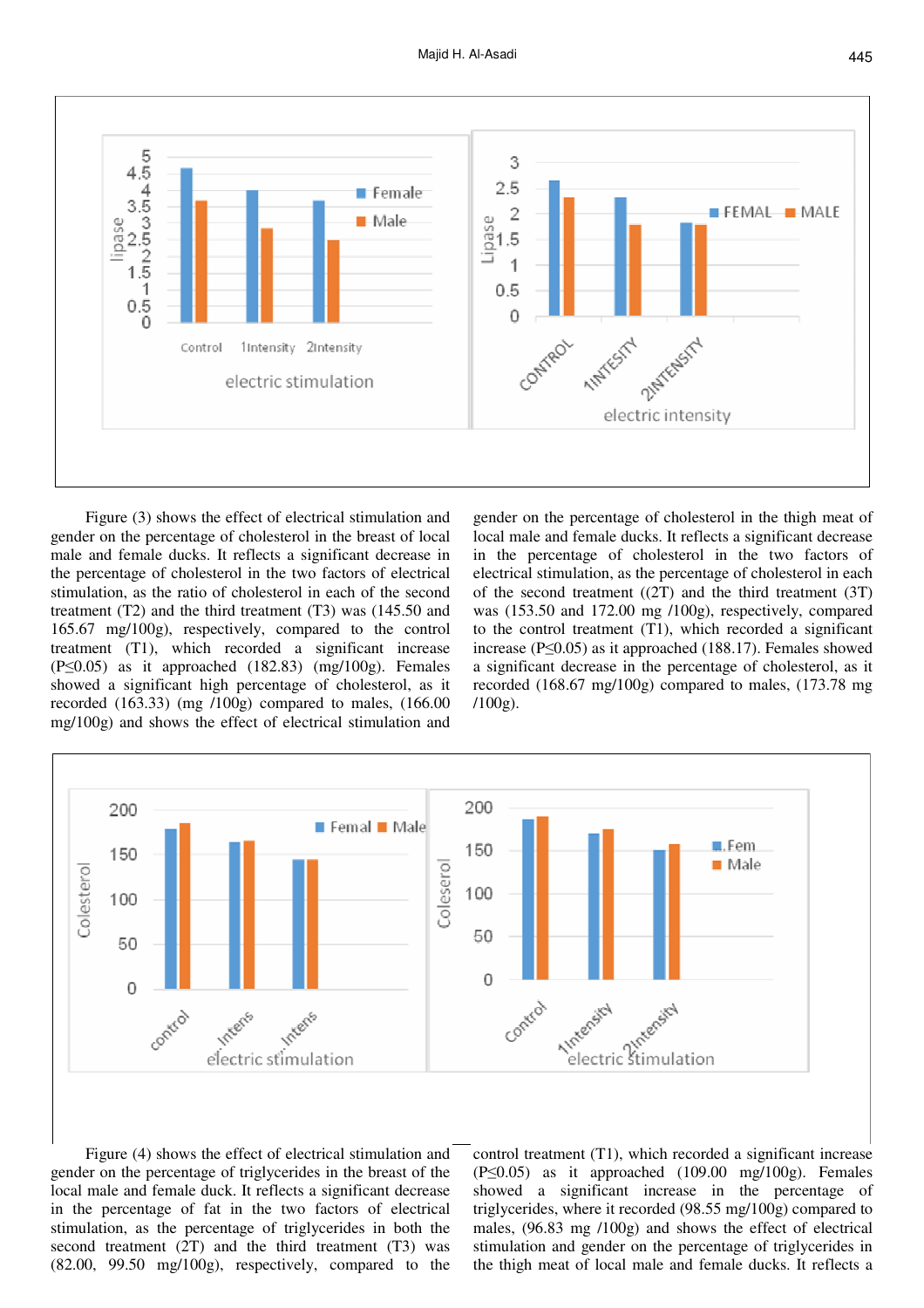Figure (3) shows the effect of electrical stimulation and gender on the percentage of cholesterol in the breast of local male and female ducks. It reflects a significant decrease in the percentage of cholesterol in the two factors of electrical stimulation, as the ratio of cholesterol in each of the second treatment (T2) and the third treatment (T3) was (145.50 and 165.67 mg/100g), respectively, compared to the control treatment (T1), which recorded a significant increase (P≤0.05) as it approached (182.83) (mg/100g). Females showed a significant high percentage of cholesterol, as it recorded (163.33) (mg /100g) compared to males, (166.00 mg/100g) and shows the effect of electrical stimulation and gender on the percentage of cholesterol in the thigh meat of local male and female ducks. It reflects a significant decrease in the percentage of cholesterol in the two factors of electrical stimulation, as the percentage of cholesterol in each of the second treatment ((2T) and the third treatment (3T) was (153.50 and 172.00 mg /100g), respectively, compared to the control treatment (T1), which recorded a significant increase (P≤0.05) as it approached (188.17). Females showed a significant decrease in the percentage of cholesterol, as it recorded (168.67 mg/100g) compared to males, (173.78 mg /100g).

Figure (4) shows the effect of electrical stimulation and gender on the percentage of triglycerides in the breast of the local male and female duck. It reflects a significant decrease in the percentage of fat in the two factors of electrical stimulation, as the percentage of triglycerides in both the second treatment (2T) and the third treatment (T3) was (82.00, 99.50 mg/100g), respectively, compared to the control treatment (T1), which recorded a significant increase (P≤0.05) as it approached (109.00 mg/100g). Females showed a significant increase in the percentage of triglycerides, where it recorded (98.55 mg/100g) compared to males, (96.83 mg /100g) and shows the effect of electrical stimulation and gender on the percentage of triglycerides in the thigh meat of local male and female ducks. It reflects a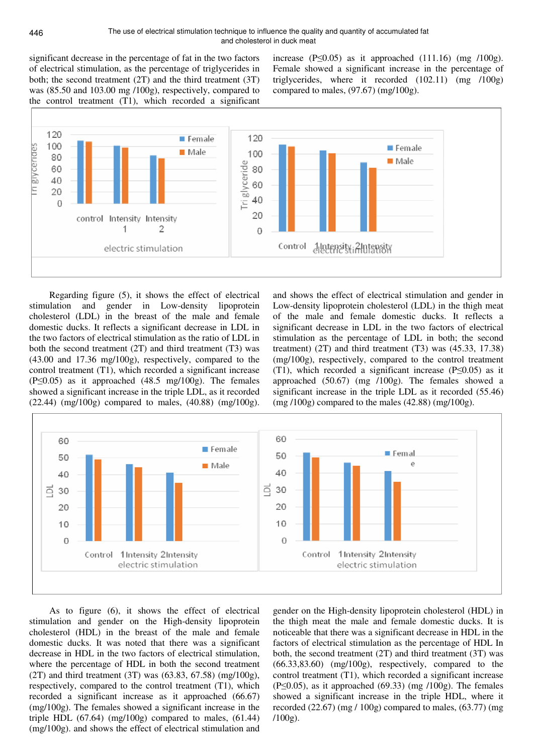significant decrease in the percentage of fat in the two factors of electrical stimulation, as the percentage of triglycerides in both; the second treatment (2T) and the third treatment (3T) was (85.50 and 103.00 mg /100g), respectively, compared to the control treatment (T1), which recorded a significant increase (P≤0.05) as it approached (111.16) (mg /100g). Female showed a significant increase in the percentage of triglycerides, where it recorded (102.11) (mg /100g) compared to males, (97.67) (mg/100g).

Regarding figure (5), it shows the effect of electrical stimulation and gender in Low-density lipoprotein cholesterol (LDL) in the breast of the male and female domestic ducks. It reflects a significant decrease in LDL in the two factors of electrical stimulation as the ratio of LDL in both the second treatment (2T) and third treatment (T3) was (43.00 and 17.36 mg/100g), respectively, compared to the control treatment (T1), which recorded a significant increase (P≤0.05) as it approached (48.5 mg/100g). The females showed a significant increase in the triple LDL, as it recorded (22.44) (mg/100g) compared to males, (40.88) (mg/100g). and shows the effect of electrical stimulation and gender in Low-density lipoprotein cholesterol (LDL) in the thigh meat of the male and female domestic ducks. It reflects a significant decrease in LDL in the two factors of electrical stimulation as the percentage of LDL in both; the second treatment) (2T) and third treatment (T3) was (45.33, 17.38) (mg/100g), respectively, compared to the control treatment (T1), which recorded a significant increase (P≤0.05) as it approached (50.67) (mg /100g). The females showed a significant increase in the triple LDL as it recorded (55.46) (mg /100g) compared to the males (42.88) (mg/100g).

As to figure (6), it shows the effect of electrical stimulation and gender on the High-density lipoprotein cholesterol (HDL) in the breast of the male and female domestic ducks. It was noted that there was a significant decrease in HDL in the two factors of electrical stimulation, where the percentage of HDL in both the second treatment (2T) and third treatment (3T) was (63.83, 67.58) (mg/100g), respectively, compared to the control treatment (T1), which recorded a significant increase as it approached (66.67) (mg/100g). The females showed a significant increase in the triple HDL (67.64) (mg/100g) compared to males, (61.44) (mg/100g). and shows the effect of electrical stimulation and gender on the High-density lipoprotein cholesterol (HDL) in the thigh meat the male and female domestic ducks. It is noticeable that there was a significant decrease in HDL in the factors of electrical stimulation as the percentage of HDL In both, the second treatment (2T) and third treatment (3T) was (66.33,83.60) (mg/100g), respectively, compared to the control treatment (T1), which recorded a significant increase (P≤0.05), as it approached (69.33) (mg /100g). The females showed a significant increase in the triple HDL, where it recorded (22.67) (mg / 100g) compared to males, (63.77) (mg /100g).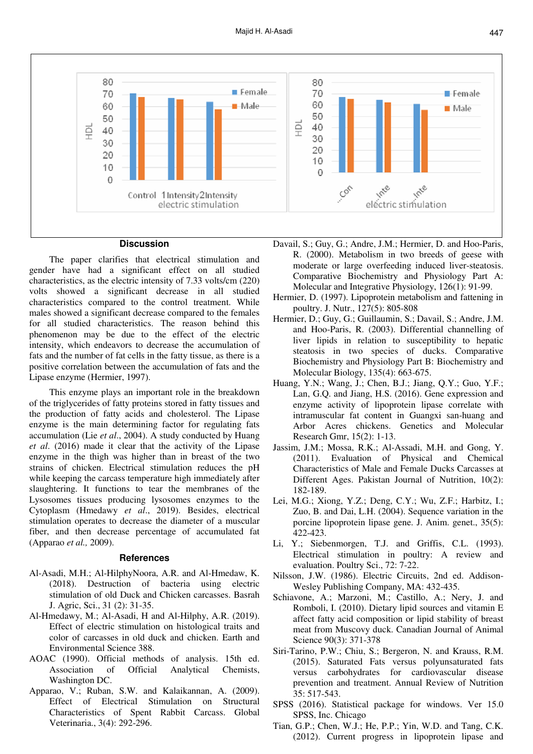## Discussion

The paper clarifies that electrical stimulation and gender have had a significant effect on all studied characteristics, as the electric intensity of 7.33 volts/cm (220) volts showed a significant decrease in all studied characteristics compared to the control treatment. While males showed a significant decrease compared to the females for all studied characteristics. The reason behind this phenomenon may be due to the effect of the electric intensity, which endeavors to decrease the accumulation of fats and the number of fat cells in the fatty tissue, as there is a positive correlation between the accumulation of fats and the Lipase enzyme (Hermier, 1997).

This enzyme plays an important role in the breakdown of the triglycerides of fatty proteins stored in fatty tissues and the production of fatty acids and cholesterol. The Lipase enzyme is the main determining factor for regulating fats accumulation (Lie *et al*., 2004). A study conducted by Huang *et al*. (2016) made it clear that the activity of the Lipase enzyme in the thigh was higher than in breast of the two strains of chicken. Electrical stimulation reduces the pH while keeping the carcass temperature high immediately after slaughtering. It functions to tear the membranes of the Lysosomes tissues producing lysosomes enzymes to the Cytoplasm (Hmedawy *et al*., 2019). Besides, electrical stimulation operates to decrease the diameter of a muscular fiber, and then decrease percentage of accumulated fat (Apparao *et al.,* 2009).

## References

Al-Asadi, M.H.; Al-HilphyNoora, A.R. and Al-Hmedaw, K. (2018). Destruction of bacteria using electric stimulation of old Duck and Chicken carcasses. Basrah J. Agric, Sci., 31 (2): 31-35.

Al-Hmedawy, M.; Al-Asadi, H and Al-Hilphy, A.R. (2019). Effect of electric stimulation on histological traits and color of carcasses in old duck and chicken. Earth and Environmental Science 388.

AOAC (1990). Official methods of analysis. 15th ed. Association of Official Analytical Chemists, Washington DC.

Apparao, V.; Ruban, S.W. and Kalaikannan, A. (2009). Effect of Electrical Stimulation on Structural Characteristics of Spent Rabbit Carcass. Global Veterinaria., 3(4): 292-296.

Davail, S.; Guy, G.; Andre, J.M.; Hermier, D. and Hoo-Paris, R. (2000). Metabolism in two breeds of geese with moderate or large overfeeding induced liver-steatosis. Comparative Biochemistry and Physiology Part A: Molecular and Integrative Physiology, 126(1): 91-99.

Hermier, D. (1997). Lipoprotein metabolism and fattening in poultry. J. Nutr., 127(5): 805-808

Hermier, D.; Guy, G.; Guillaumin, S.; Davail, S.; Andre, J.M. and Hoo-Paris, R. (2003). Differential channelling of liver lipids in relation to susceptibility to hepatic steatosis in two species of ducks. Comparative Biochemistry and Physiology Part B: Biochemistry and Molecular Biology, 135(4): 663-675.

Huang, Y.N.; Wang, J.; Chen, B.J.; Jiang, Q.Y.; Guo, Y.F.; Lan, G.Q. and Jiang, H.S. (2016). Gene expression and enzyme activity of lipoprotein lipase correlate with intramuscular fat content in Guangxi san-huang and Arbor Acres chickens. Genetics and Molecular Research Gmr, 15(2): 1-13.

Jassim, J.M.; Mossa, R.K.; Al-Assadi, M.H. and Gong, Y. (2011). Evaluation of Physical and Chemical Characteristics of Male and Female Ducks Carcasses at Different Ages. Pakistan Journal of Nutrition, 10(2): 182-189.

Lei, M.G.; Xiong, Y.Z.; Deng, C.Y.; Wu, Z.F.; Harbitz, I.; Zuo, B. and Dai, L.H. (2004). Sequence variation in the porcine lipoprotein lipase gene. J. Anim. genet., 35(5): 422-423.

Li, Y.; Siebenmorgen, T.J. and Griffis, C.L. (1993). Electrical stimulation in poultry: A review and evaluation. Poultry Sci., 72: 7-22.

Nilsson, J.W. (1986). Electric Circuits, 2nd ed. Addison-Wesley Publishing Company, MA: 432-435.

Schiavone, A.; Marzoni, M.; Castillo, A.; Nery, J. and Romboli, I. (2010). Dietary lipid sources and vitamin E affect fatty acid composition or lipid stability of breast meat from Muscovy duck. Canadian Journal of Animal Science 90(3): 371-378

Siri-Tarino, P.W.; Chiu, S.; Bergeron, N. and Krauss, R.M. (2015). Saturated Fats versus polyunsaturated fats versus carbohydrates for cardiovascular disease prevention and treatment. Annual Review of Nutrition 35: 517-543.

SPSS (2016). Statistical package for windows. Ver 15.0 SPSS, Inc. Chicago

Tian, G.P.; Chen, W.J.; He, P.P.; Yin, W.D. and Tang, C.K. (2012). Current progress in lipoprotein lipase and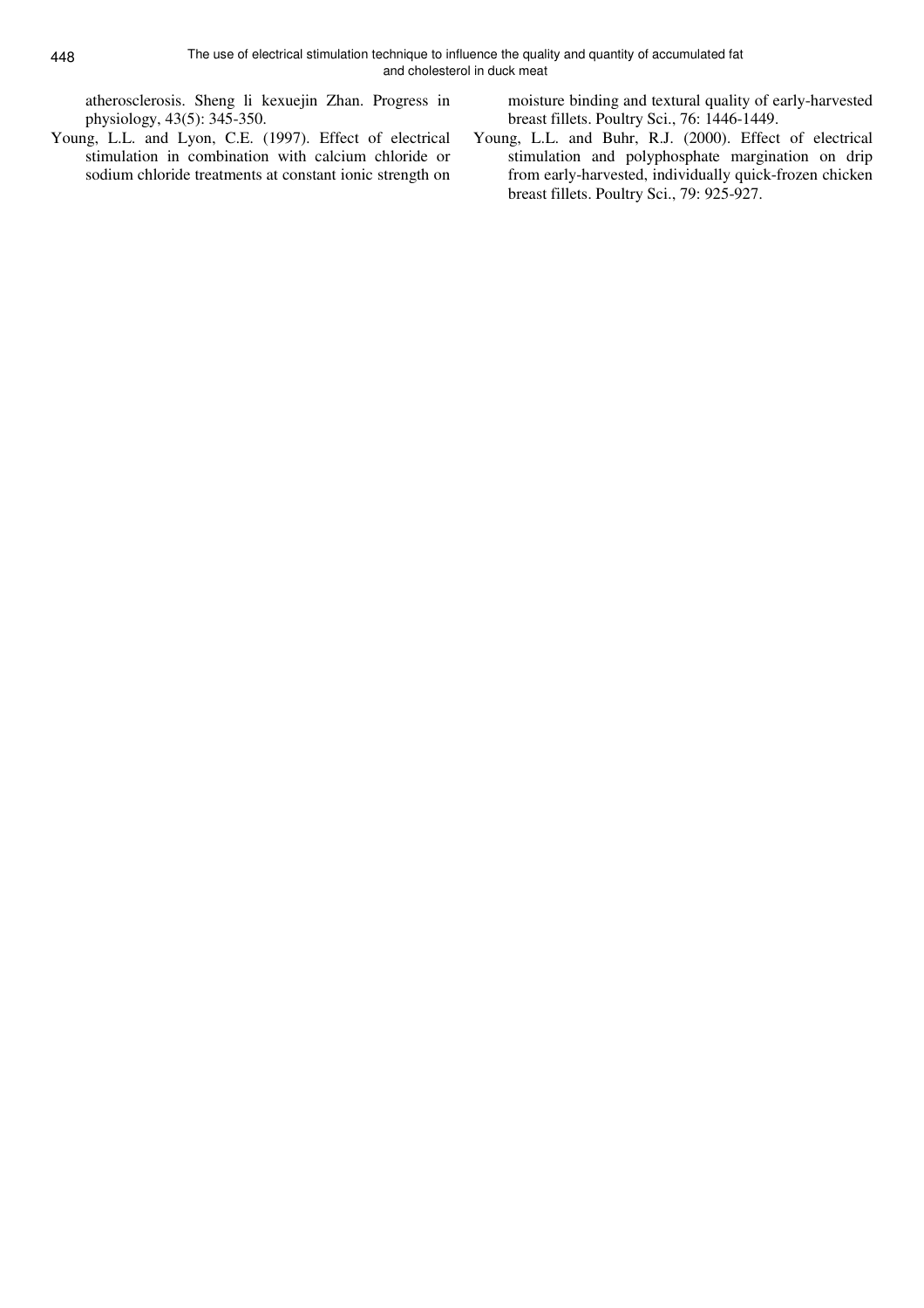atherosclerosis. Sheng li kexuejin Zhan. Progress in physiology, 43(5): 345-350.

Young, L.L. and Lyon, C.E. (1997). Effect of electrical stimulation in combination with calcium chloride or sodium chloride treatments at constant ionic strength on moisture binding and textural quality of early-harvested breast fillets. Poultry Sci., 76: 1446-1449.

Young, L.L. and Buhr, R.J. (2000). Effect of electrical stimulation and polyphosphate margination on drip from early-harvested, individually quick-frozen chicken breast fillets. Poultry Sci., 79: 925-927.